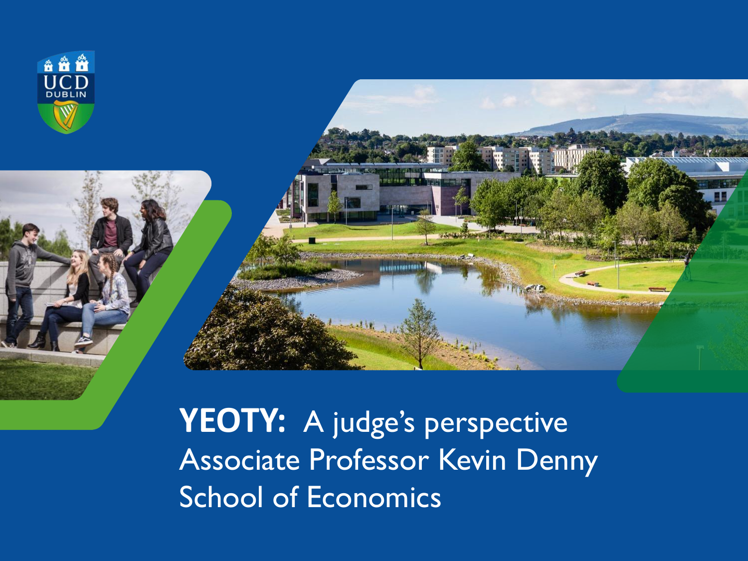# YEOTY: A judge's perspective

Associate Professor Kevin Denny

School of Economics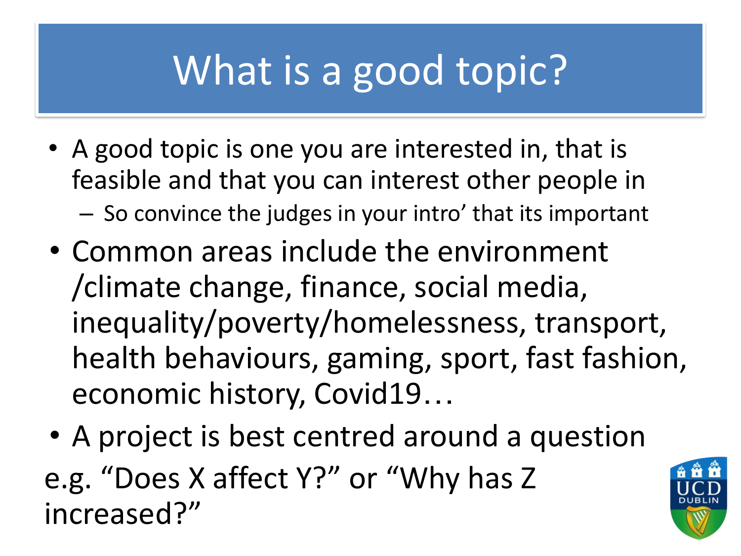# What is a good topic?

- A good topic is one you are interested in, that is feasible and that you can interest other people in
  - So convince the judges in your intro' that its important
- Common areas include the environment /climate change, finance, social media, inequality/poverty/homelessness, transport, health behaviours, gaming, sport, fast fashion, economic history, Covid19…
- A project is best centred around a question

e.g. "Does X affect Y?" or "Why has Z increased?"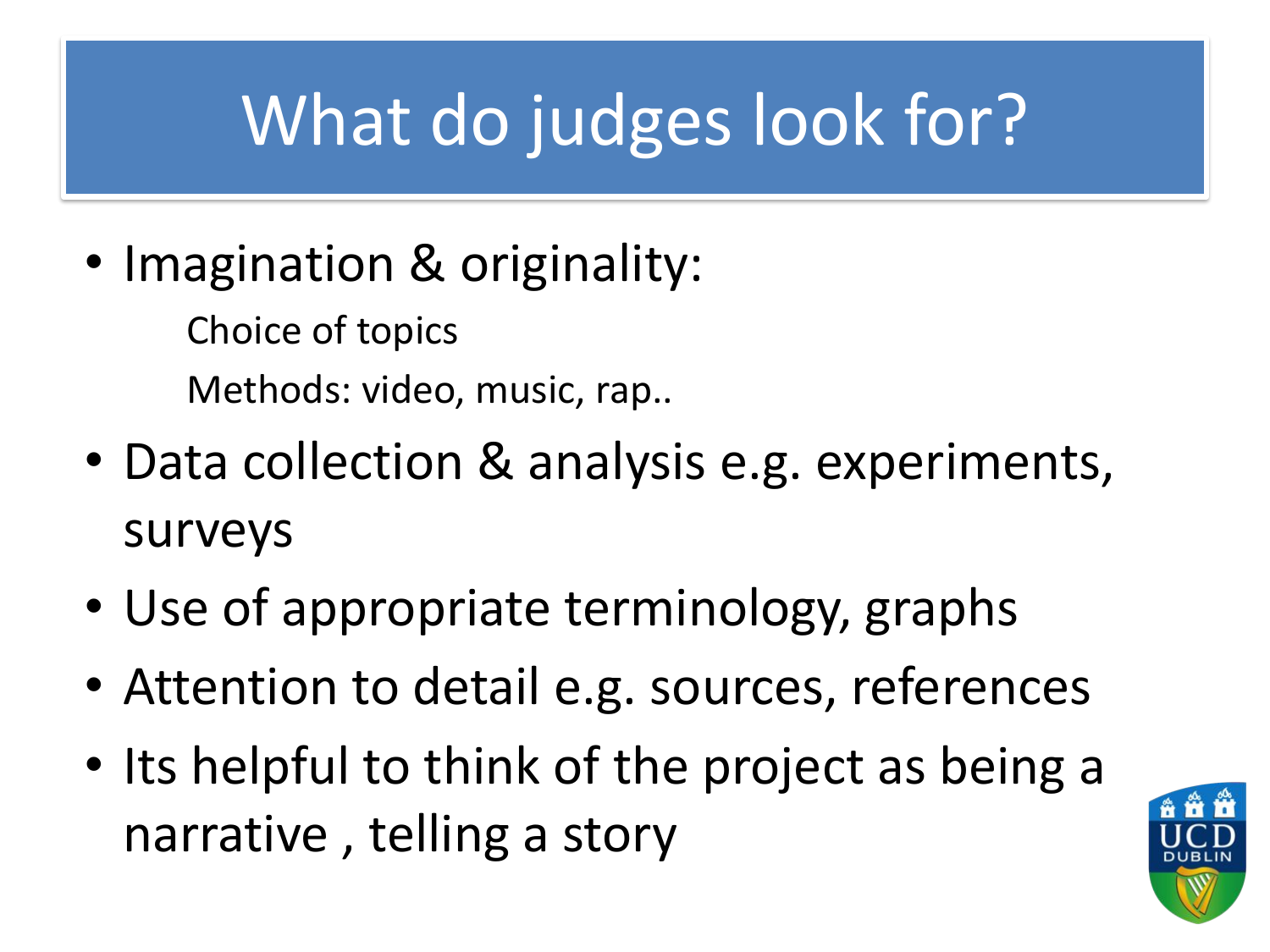# What do judges look for?

- Imagination & originality:

  Choice of topics

  Methods: video, music, rap..

- Data collection & analysis e.g. experiments, surveys
- Use of appropriate terminology, graphs
- Attention to detail e.g. sources, references
- Its helpful to think of the project as being a narrative , telling a story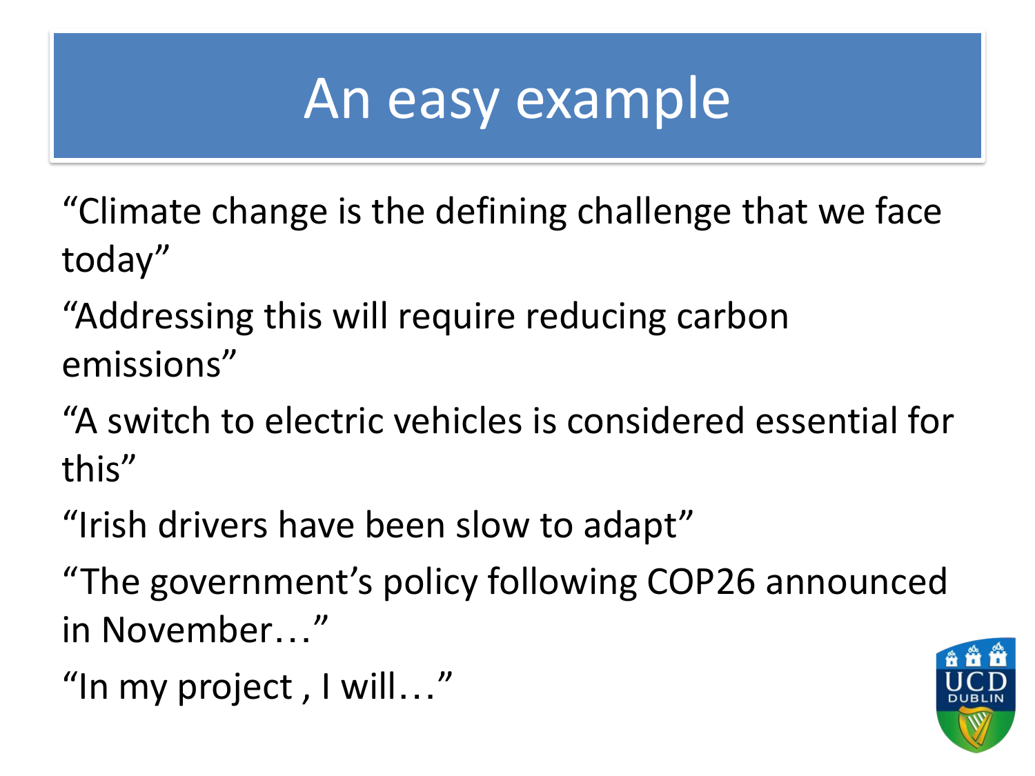# An easy example

"Climate change is the defining challenge that we face today"

"Addressing this will require reducing carbon emissions"

"A switch to electric vehicles is considered essential for this"

"Irish drivers have been slow to adapt"

"The government's policy following COP26 announced in November…"

"In my project , I will…"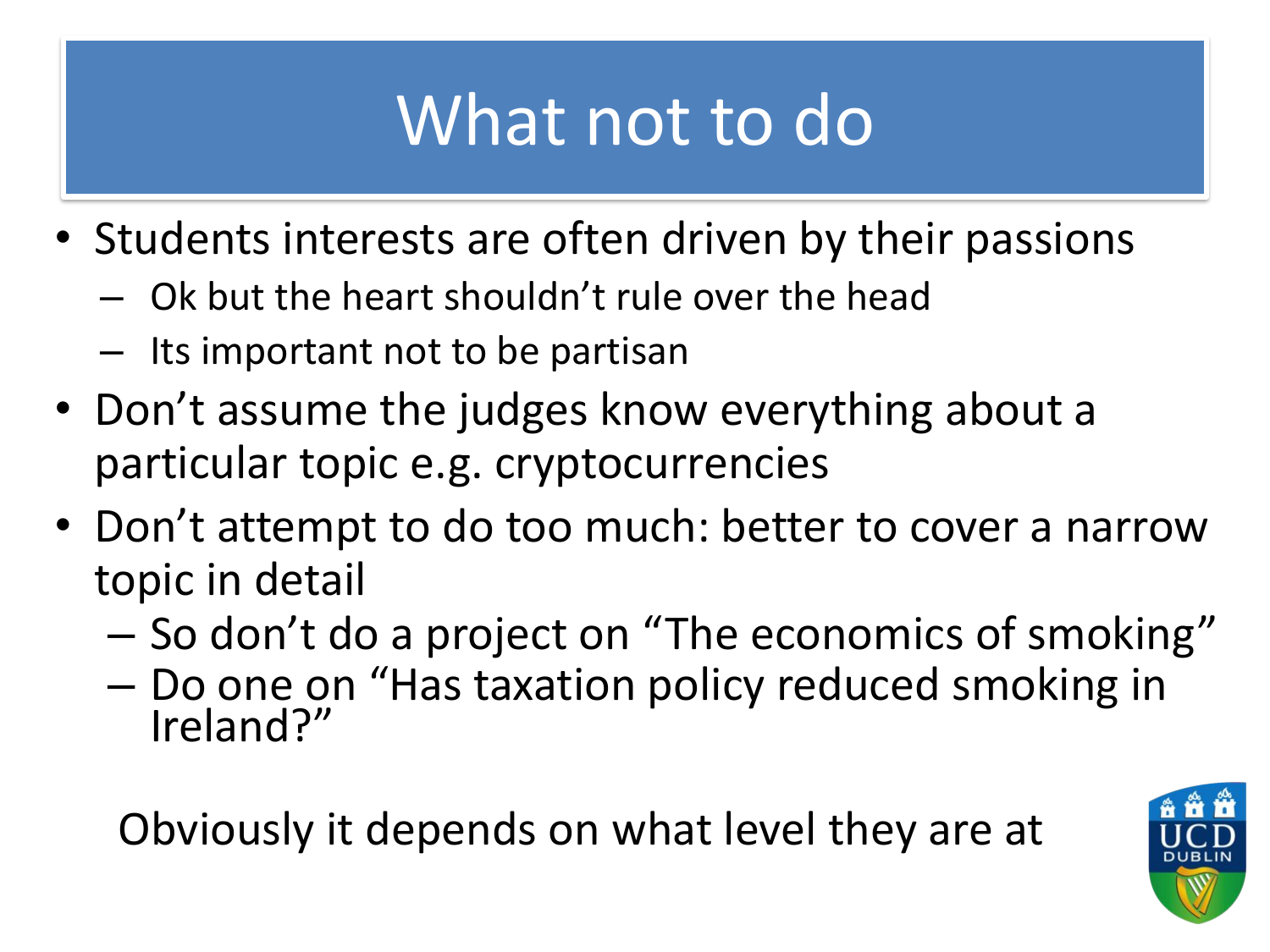# What not to do

- Students interests are often driven by their passions
  - Ok but the heart shouldn't rule over the head
  - Its important not to be partisan
- Don't assume the judges know everything about a particular topic e.g. cryptocurrencies
- Don't attempt to do too much: better to cover a narrow topic in detail
  - So don't do a project on "The economics of smoking"
  - Do one on "Has taxation policy reduced smoking in Ireland?"

Obviously it depends on what level they are at